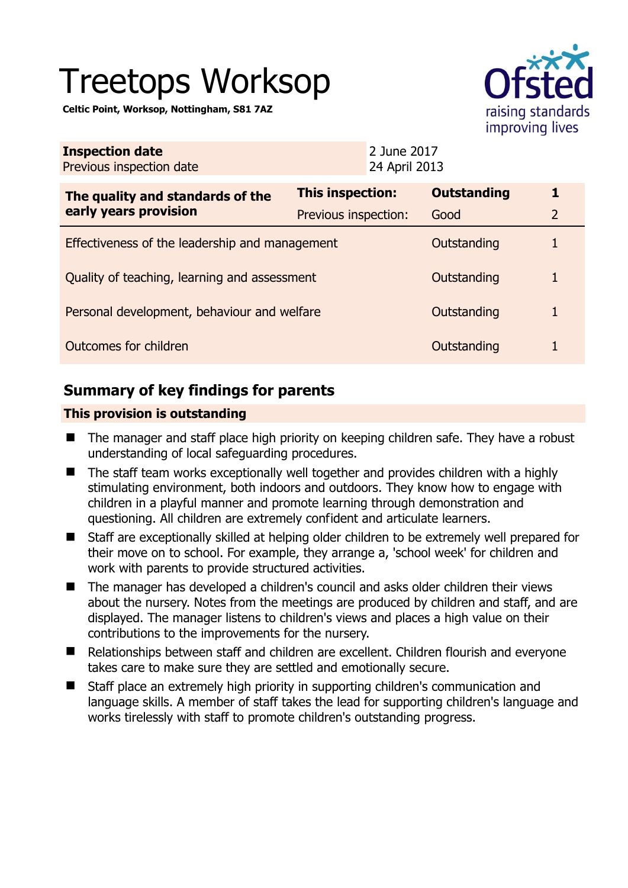# Treetops Worksop

**Celtic Point, Worksop, Nottingham, S81 7AZ**

| **Inspection date** | 2 June 2017 |
|---|---|
| Previous inspection date | 24 April 2013 |

| **The quality and standards of the early years provision** | **This inspection:** | **Outstanding** | **1** |
|---|---|---|---|
| | Previous inspection: | Good | 2 |
| Effectiveness of the leadership and management | | Outstanding | 1 |
| Quality of teaching, learning and assessment | | Outstanding | 1 |
| Personal development, behaviour and welfare | | Outstanding | 1 |
| Outcomes for children | | Outstanding | 1 |

## Summary of key findings for parents

### This provision is outstanding

- The manager and staff place high priority on keeping children safe. They have a robust understanding of local safeguarding procedures.
- The staff team works exceptionally well together and provides children with a highly stimulating environment, both indoors and outdoors. They know how to engage with children in a playful manner and promote learning through demonstration and questioning. All children are extremely confident and articulate learners.
- Staff are exceptionally skilled at helping older children to be extremely well prepared for their move on to school. For example, they arrange a, 'school week' for children and work with parents to provide structured activities.
- The manager has developed a children's council and asks older children their views about the nursery. Notes from the meetings are produced by children and staff, and are displayed. The manager listens to children's views and places a high value on their contributions to the improvements for the nursery.
- Relationships between staff and children are excellent. Children flourish and everyone takes care to make sure they are settled and emotionally secure.
- Staff place an extremely high priority in supporting children's communication and language skills. A member of staff takes the lead for supporting children's language and works tirelessly with staff to promote children's outstanding progress.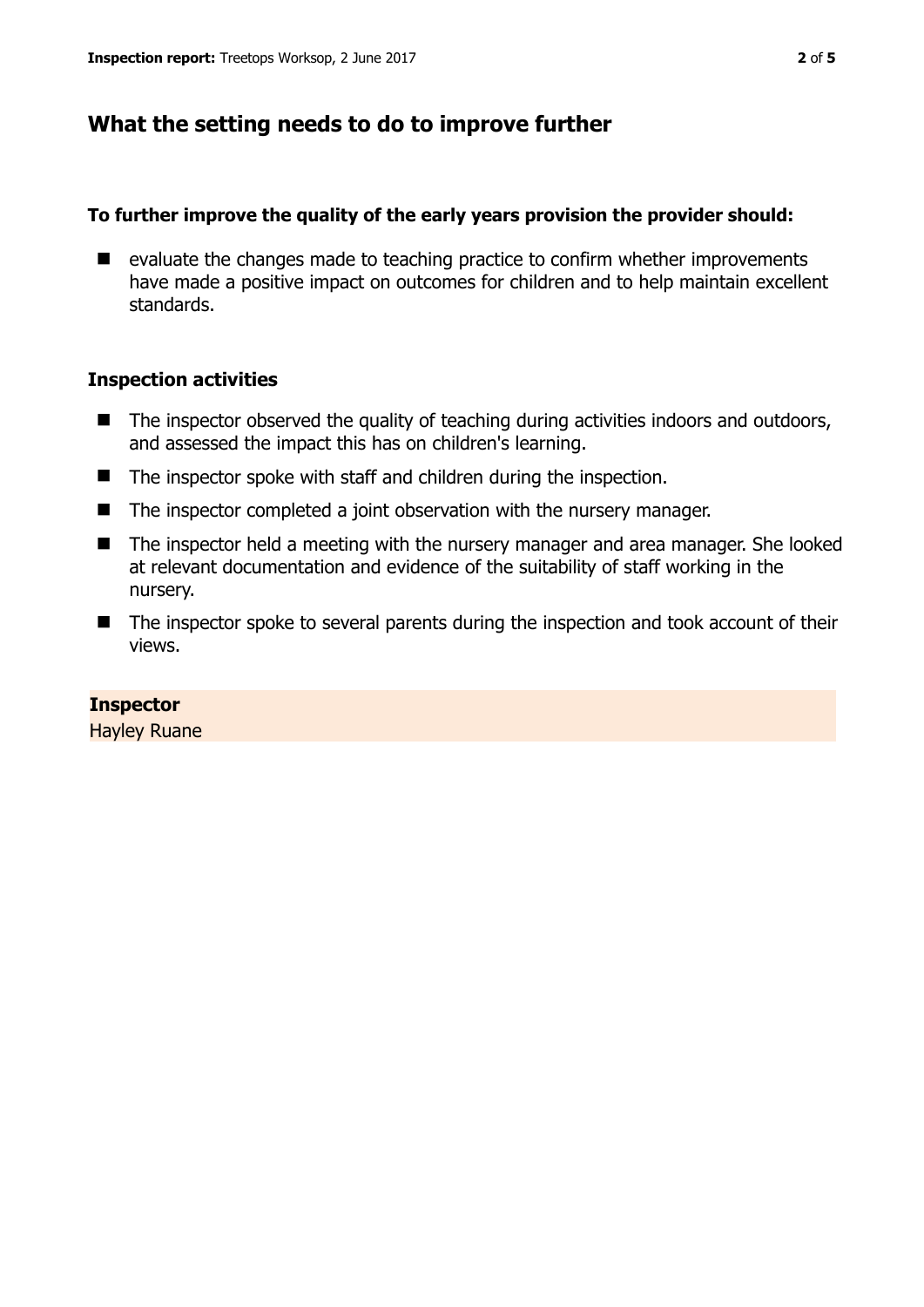## What the setting needs to do to improve further

**To further improve the quality of the early years provision the provider should:**

- evaluate the changes made to teaching practice to confirm whether improvements have made a positive impact on outcomes for children and to help maintain excellent standards.

### Inspection activities

- The inspector observed the quality of teaching during activities indoors and outdoors, and assessed the impact this has on children's learning.
- The inspector spoke with staff and children during the inspection.
- The inspector completed a joint observation with the nursery manager.
- The inspector held a meeting with the nursery manager and area manager. She looked at relevant documentation and evidence of the suitability of staff working in the nursery.
- The inspector spoke to several parents during the inspection and took account of their views.

**Inspector**
Hayley Ruane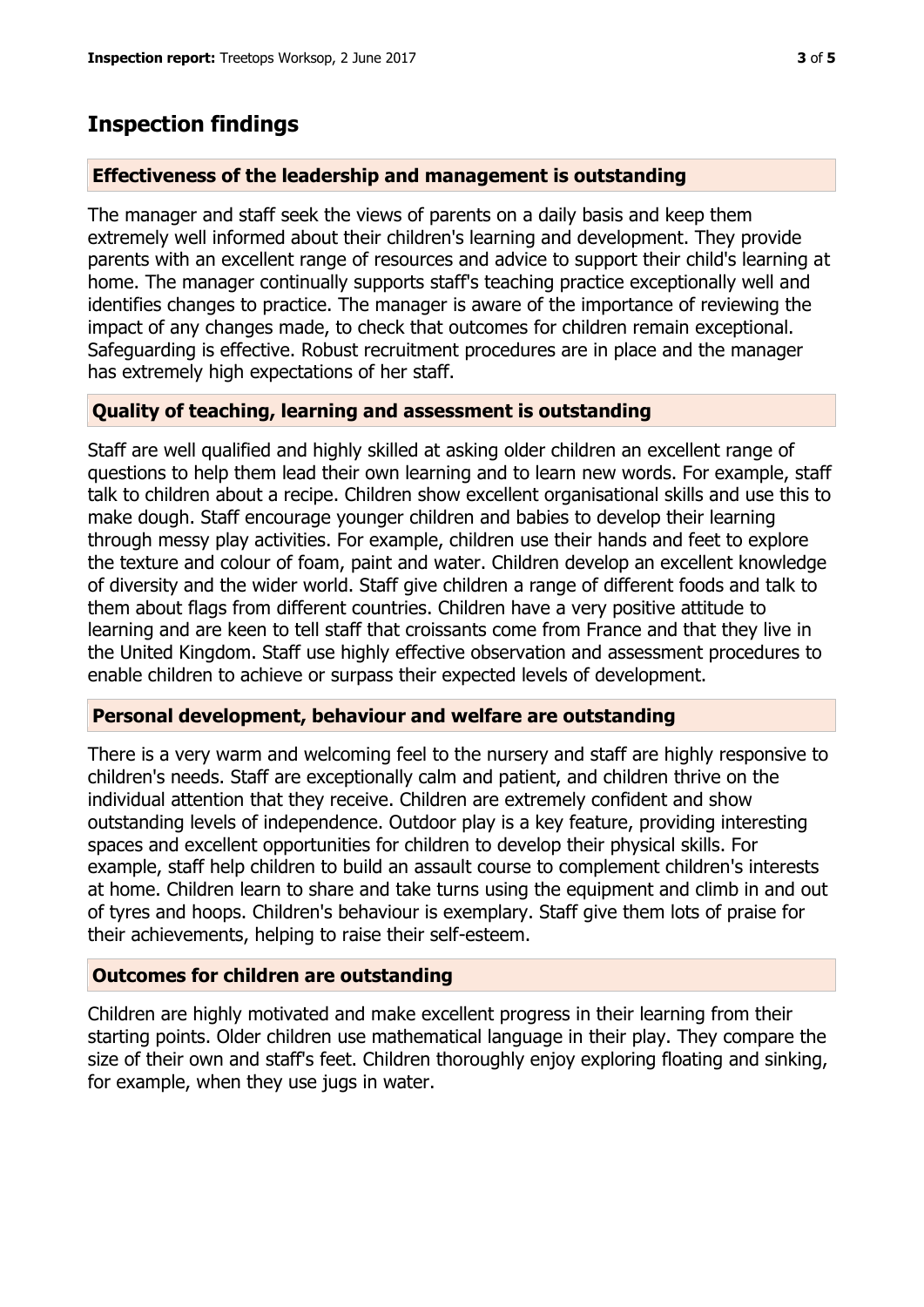## Inspection findings

### Effectiveness of the leadership and management is outstanding

The manager and staff seek the views of parents on a daily basis and keep them extremely well informed about their children's learning and development. They provide parents with an excellent range of resources and advice to support their child's learning at home. The manager continually supports staff's teaching practice exceptionally well and identifies changes to practice. The manager is aware of the importance of reviewing the impact of any changes made, to check that outcomes for children remain exceptional. Safeguarding is effective. Robust recruitment procedures are in place and the manager has extremely high expectations of her staff.

### Quality of teaching, learning and assessment is outstanding

Staff are well qualified and highly skilled at asking older children an excellent range of questions to help them lead their own learning and to learn new words. For example, staff talk to children about a recipe. Children show excellent organisational skills and use this to make dough. Staff encourage younger children and babies to develop their learning through messy play activities. For example, children use their hands and feet to explore the texture and colour of foam, paint and water. Children develop an excellent knowledge of diversity and the wider world. Staff give children a range of different foods and talk to them about flags from different countries. Children have a very positive attitude to learning and are keen to tell staff that croissants come from France and that they live in the United Kingdom. Staff use highly effective observation and assessment procedures to enable children to achieve or surpass their expected levels of development.

### Personal development, behaviour and welfare are outstanding

There is a very warm and welcoming feel to the nursery and staff are highly responsive to children's needs. Staff are exceptionally calm and patient, and children thrive on the individual attention that they receive. Children are extremely confident and show outstanding levels of independence. Outdoor play is a key feature, providing interesting spaces and excellent opportunities for children to develop their physical skills. For example, staff help children to build an assault course to complement children's interests at home. Children learn to share and take turns using the equipment and climb in and out of tyres and hoops. Children's behaviour is exemplary. Staff give them lots of praise for their achievements, helping to raise their self-esteem.

### Outcomes for children are outstanding

Children are highly motivated and make excellent progress in their learning from their starting points. Older children use mathematical language in their play. They compare the size of their own and staff's feet. Children thoroughly enjoy exploring floating and sinking, for example, when they use jugs in water.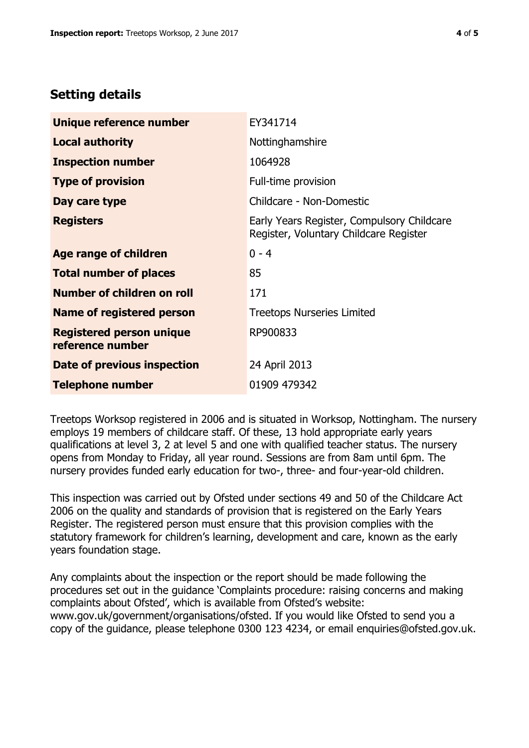## Setting details

| | |
|---|---|
| **Unique reference number** | EY341714 |
| **Local authority** | Nottinghamshire |
| **Inspection number** | 1064928 |
| **Type of provision** | Full-time provision |
| **Day care type** | Childcare - Non-Domestic |
| **Registers** | Early Years Register, Compulsory Childcare Register, Voluntary Childcare Register |
| **Age range of children** | 0 - 4 |
| **Total number of places** | 85 |
| **Number of children on roll** | 171 |
| **Name of registered person** | Treetops Nurseries Limited |
| **Registered person unique reference number** | RP900833 |
| **Date of previous inspection** | 24 April 2013 |
| **Telephone number** | 01909 479342 |

Treetops Worksop registered in 2006 and is situated in Worksop, Nottingham. The nursery employs 19 members of childcare staff. Of these, 13 hold appropriate early years qualifications at level 3, 2 at level 5 and one with qualified teacher status. The nursery opens from Monday to Friday, all year round. Sessions are from 8am until 6pm. The nursery provides funded early education for two-, three- and four-year-old children.

This inspection was carried out by Ofsted under sections 49 and 50 of the Childcare Act 2006 on the quality and standards of provision that is registered on the Early Years Register. The registered person must ensure that this provision complies with the statutory framework for children's learning, development and care, known as the early years foundation stage.

Any complaints about the inspection or the report should be made following the procedures set out in the guidance 'Complaints procedure: raising concerns and making complaints about Ofsted', which is available from Ofsted's website: www.gov.uk/government/organisations/ofsted. If you would like Ofsted to send you a copy of the guidance, please telephone 0300 123 4234, or email enquiries@ofsted.gov.uk.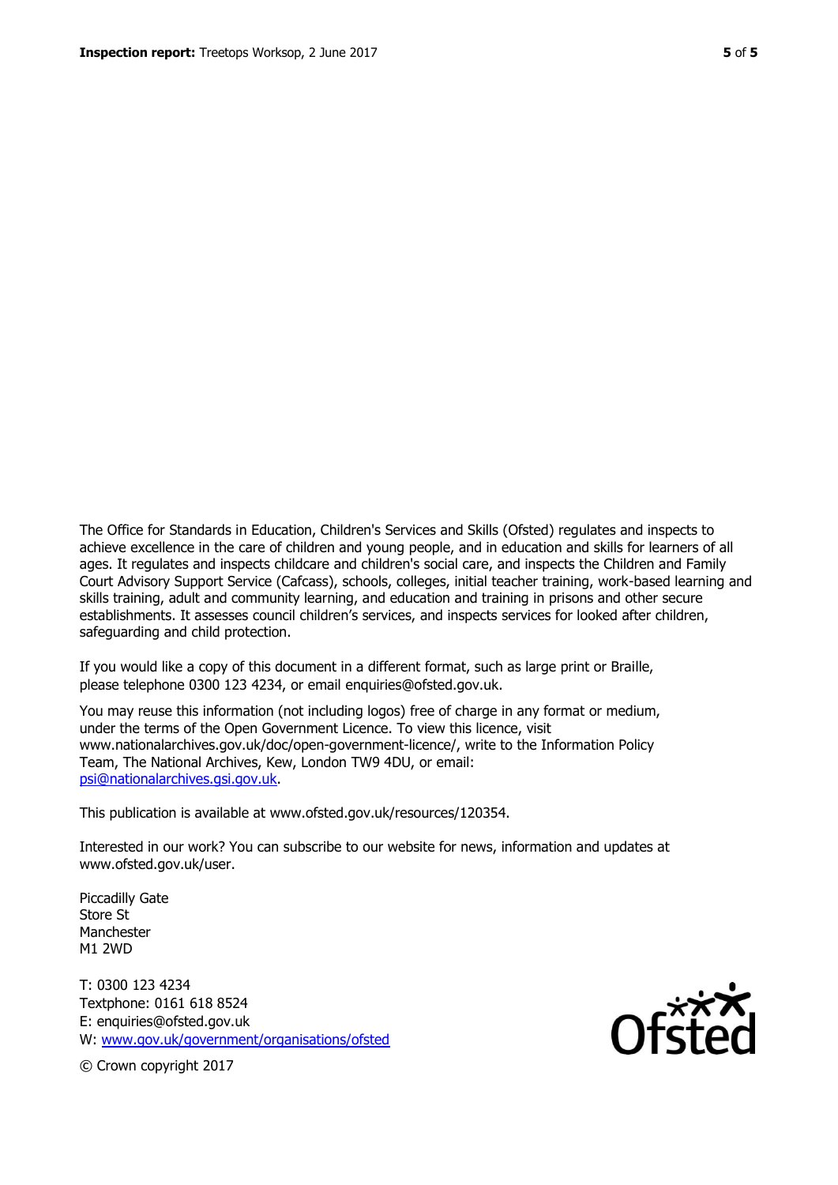The Office for Standards in Education, Children's Services and Skills (Ofsted) regulates and inspects to achieve excellence in the care of children and young people, and in education and skills for learners of all ages. It regulates and inspects childcare and children's social care, and inspects the Children and Family Court Advisory Support Service (Cafcass), schools, colleges, initial teacher training, work-based learning and skills training, adult and community learning, and education and training in prisons and other secure establishments. It assesses council children's services, and inspects services for looked after children, safeguarding and child protection.

If you would like a copy of this document in a different format, such as large print or Braille, please telephone 0300 123 4234, or email enquiries@ofsted.gov.uk.

You may reuse this information (not including logos) free of charge in any format or medium, under the terms of the Open Government Licence. To view this licence, visit www.nationalarchives.gov.uk/doc/open-government-licence/, write to the Information Policy Team, The National Archives, Kew, London TW9 4DU, or email: psi@nationalarchives.gsi.gov.uk.

This publication is available at www.ofsted.gov.uk/resources/120354.

Interested in our work? You can subscribe to our website for news, information and updates at www.ofsted.gov.uk/user.

Piccadilly Gate
Store St
Manchester
M1 2WD

T: 0300 123 4234
Textphone: 0161 618 8524
E: enquiries@ofsted.gov.uk
W: www.gov.uk/government/organisations/ofsted

© Crown copyright 2017